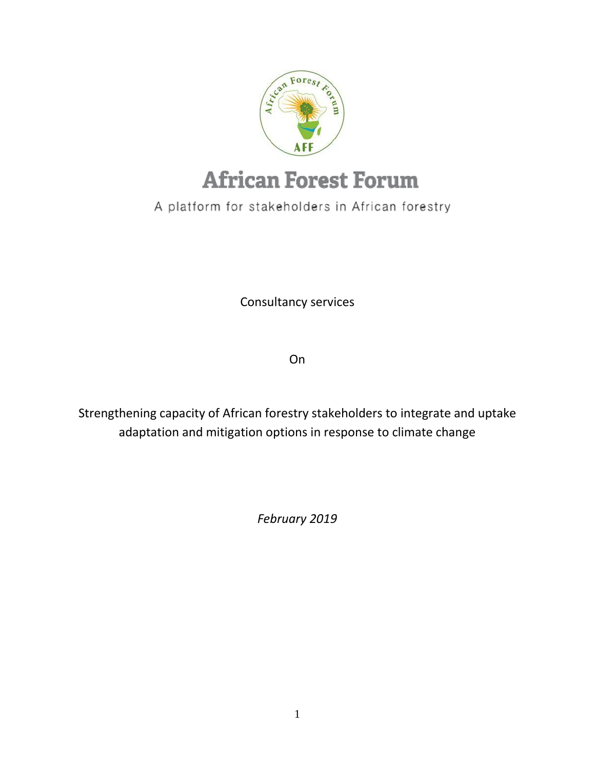# African Forest Forum

A platform for stakeholders in African forestry

Consultancy services

On

Strengthening capacity of African forestry stakeholders to integrate and uptake adaptation and mitigation options in response to climate change

*February 2019*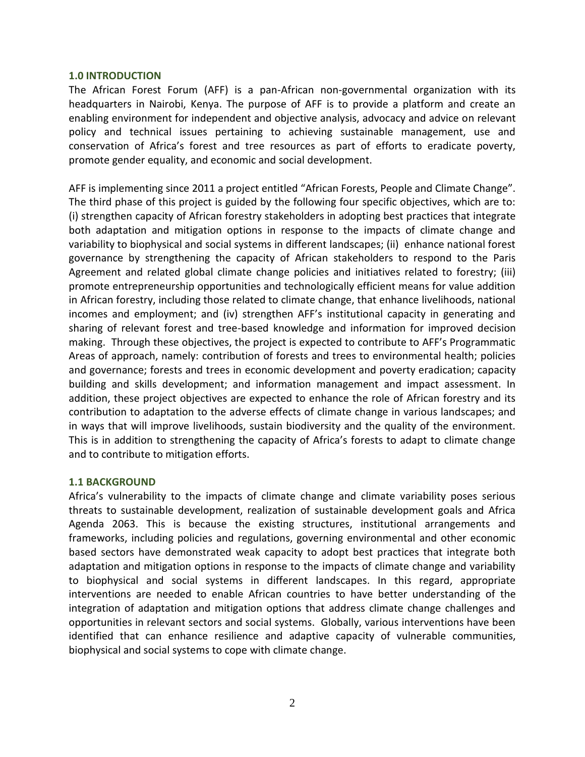## 1.0 INTRODUCTION

The African Forest Forum (AFF) is a pan-African non-governmental organization with its headquarters in Nairobi, Kenya. The purpose of AFF is to provide a platform and create an enabling environment for independent and objective analysis, advocacy and advice on relevant policy and technical issues pertaining to achieving sustainable management, use and conservation of Africa's forest and tree resources as part of efforts to eradicate poverty, promote gender equality, and economic and social development.

AFF is implementing since 2011 a project entitled "African Forests, People and Climate Change". The third phase of this project is guided by the following four specific objectives, which are to: (i) strengthen capacity of African forestry stakeholders in adopting best practices that integrate both adaptation and mitigation options in response to the impacts of climate change and variability to biophysical and social systems in different landscapes; (ii) enhance national forest governance by strengthening the capacity of African stakeholders to respond to the Paris Agreement and related global climate change policies and initiatives related to forestry; (iii) promote entrepreneurship opportunities and technologically efficient means for value addition in African forestry, including those related to climate change, that enhance livelihoods, national incomes and employment; and (iv) strengthen AFF's institutional capacity in generating and sharing of relevant forest and tree-based knowledge and information for improved decision making. Through these objectives, the project is expected to contribute to AFF's Programmatic Areas of approach, namely: contribution of forests and trees to environmental health; policies and governance; forests and trees in economic development and poverty eradication; capacity building and skills development; and information management and impact assessment. In addition, these project objectives are expected to enhance the role of African forestry and its contribution to adaptation to the adverse effects of climate change in various landscapes; and in ways that will improve livelihoods, sustain biodiversity and the quality of the environment. This is in addition to strengthening the capacity of Africa's forests to adapt to climate change and to contribute to mitigation efforts.

## 1.1 BACKGROUND

Africa's vulnerability to the impacts of climate change and climate variability poses serious threats to sustainable development, realization of sustainable development goals and Africa Agenda 2063. This is because the existing structures, institutional arrangements and frameworks, including policies and regulations, governing environmental and other economic based sectors have demonstrated weak capacity to adopt best practices that integrate both adaptation and mitigation options in response to the impacts of climate change and variability to biophysical and social systems in different landscapes. In this regard, appropriate interventions are needed to enable African countries to have better understanding of the integration of adaptation and mitigation options that address climate change challenges and opportunities in relevant sectors and social systems. Globally, various interventions have been identified that can enhance resilience and adaptive capacity of vulnerable communities, biophysical and social systems to cope with climate change.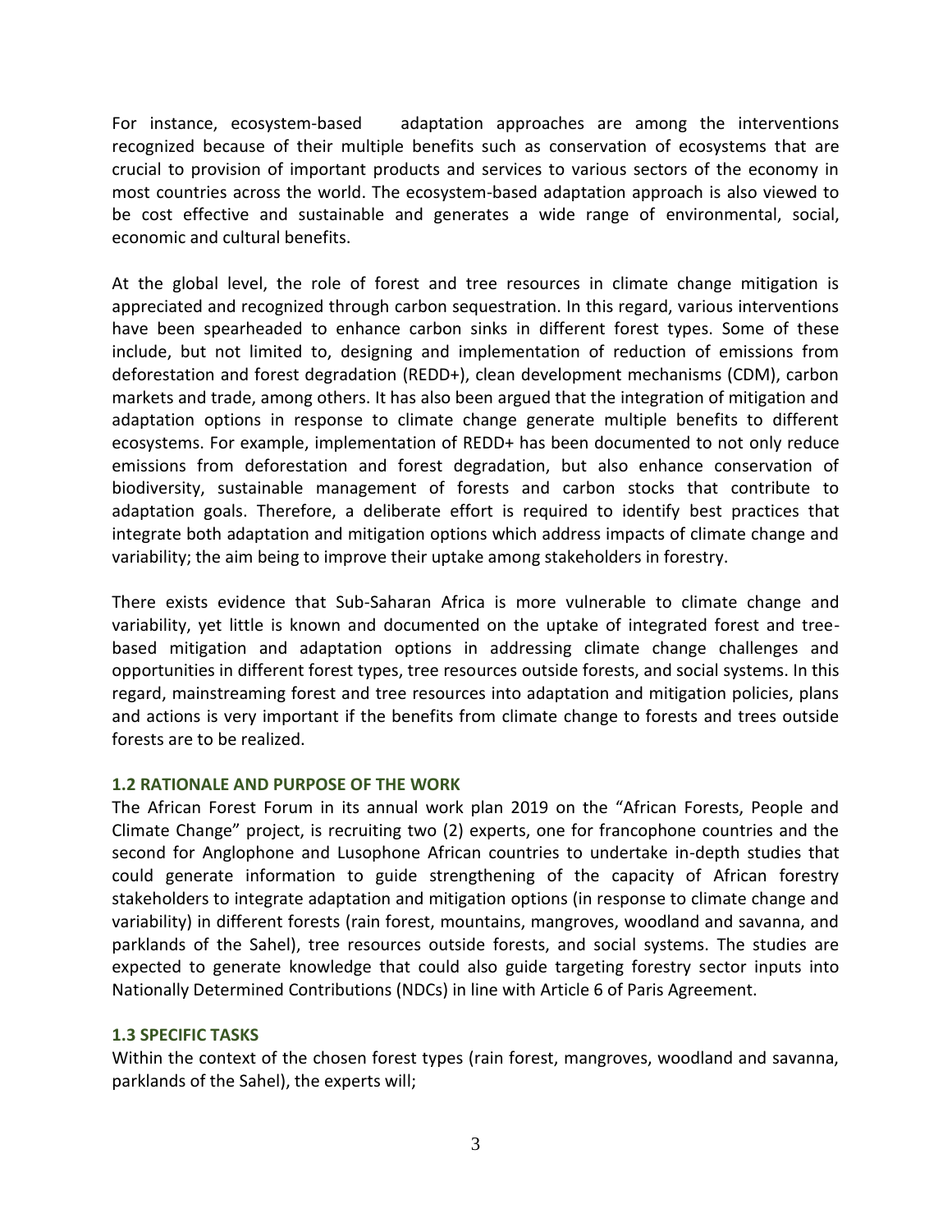For instance, ecosystem-based adaptation approaches are among the interventions recognized because of their multiple benefits such as conservation of ecosystems that are crucial to provision of important products and services to various sectors of the economy in most countries across the world. The ecosystem-based adaptation approach is also viewed to be cost effective and sustainable and generates a wide range of environmental, social, economic and cultural benefits.

At the global level, the role of forest and tree resources in climate change mitigation is appreciated and recognized through carbon sequestration. In this regard, various interventions have been spearheaded to enhance carbon sinks in different forest types. Some of these include, but not limited to, designing and implementation of reduction of emissions from deforestation and forest degradation (REDD+), clean development mechanisms (CDM), carbon markets and trade, among others. It has also been argued that the integration of mitigation and adaptation options in response to climate change generate multiple benefits to different ecosystems. For example, implementation of REDD+ has been documented to not only reduce emissions from deforestation and forest degradation, but also enhance conservation of biodiversity, sustainable management of forests and carbon stocks that contribute to adaptation goals. Therefore, a deliberate effort is required to identify best practices that integrate both adaptation and mitigation options which address impacts of climate change and variability; the aim being to improve their uptake among stakeholders in forestry.

There exists evidence that Sub-Saharan Africa is more vulnerable to climate change and variability, yet little is known and documented on the uptake of integrated forest and tree-based mitigation and adaptation options in addressing climate change challenges and opportunities in different forest types, tree resources outside forests, and social systems. In this regard, mainstreaming forest and tree resources into adaptation and mitigation policies, plans and actions is very important if the benefits from climate change to forests and trees outside forests are to be realized.

### 1.2 RATIONALE AND PURPOSE OF THE WORK

The African Forest Forum in its annual work plan 2019 on the "African Forests, People and Climate Change" project, is recruiting two (2) experts, one for francophone countries and the second for Anglophone and Lusophone African countries to undertake in-depth studies that could generate information to guide strengthening of the capacity of African forestry stakeholders to integrate adaptation and mitigation options (in response to climate change and variability) in different forests (rain forest, mountains, mangroves, woodland and savanna, and parklands of the Sahel), tree resources outside forests, and social systems. The studies are expected to generate knowledge that could also guide targeting forestry sector inputs into Nationally Determined Contributions (NDCs) in line with Article 6 of Paris Agreement.

### 1.3 SPECIFIC TASKS

Within the context of the chosen forest types (rain forest, mangroves, woodland and savanna, parklands of the Sahel), the experts will;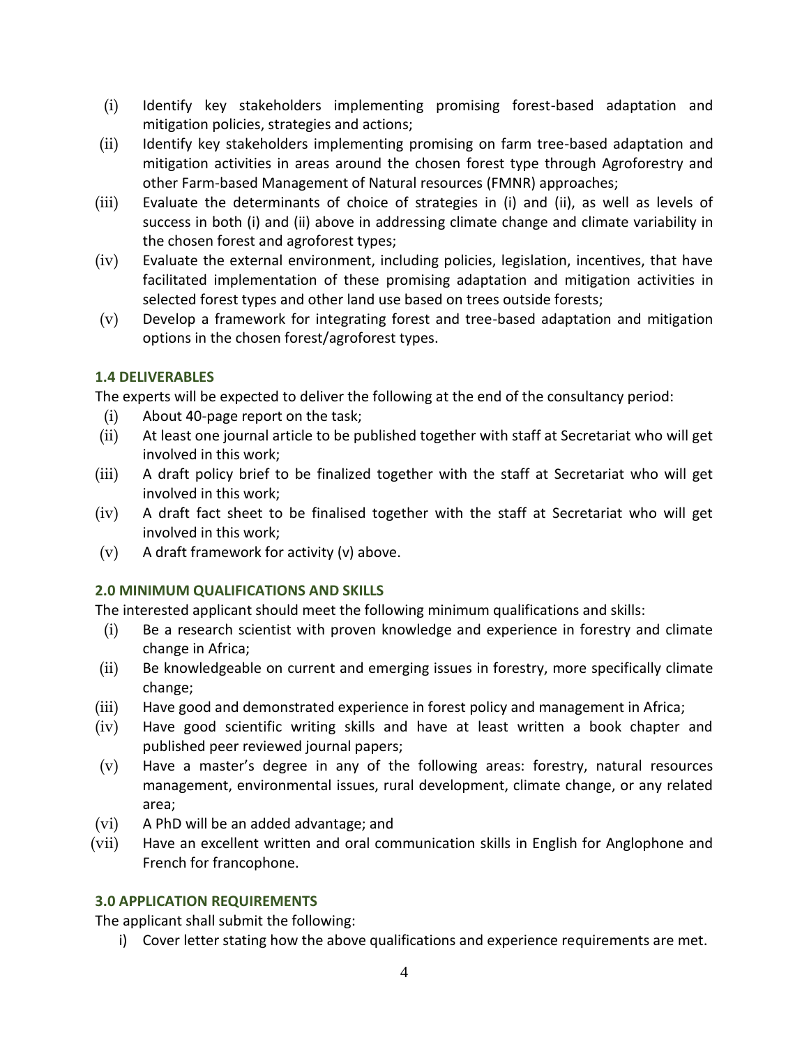(i) Identify key stakeholders implementing promising forest-based adaptation and mitigation policies, strategies and actions;

(ii) Identify key stakeholders implementing promising on farm tree-based adaptation and mitigation activities in areas around the chosen forest type through Agroforestry and other Farm-based Management of Natural resources (FMNR) approaches;

(iii) Evaluate the determinants of choice of strategies in (i) and (ii), as well as levels of success in both (i) and (ii) above in addressing climate change and climate variability in the chosen forest and agroforest types;

(iv) Evaluate the external environment, including policies, legislation, incentives, that have facilitated implementation of these promising adaptation and mitigation activities in selected forest types and other land use based on trees outside forests;

(v) Develop a framework for integrating forest and tree-based adaptation and mitigation options in the chosen forest/agroforest types.

### 1.4 DELIVERABLES

The experts will be expected to deliver the following at the end of the consultancy period:

(i) About 40-page report on the task;

(ii) At least one journal article to be published together with staff at Secretariat who will get involved in this work;

(iii) A draft policy brief to be finalized together with the staff at Secretariat who will get involved in this work;

(iv) A draft fact sheet to be finalised together with the staff at Secretariat who will get involved in this work;

(v) A draft framework for activity (v) above.

### 2.0 MINIMUM QUALIFICATIONS AND SKILLS

The interested applicant should meet the following minimum qualifications and skills:

(i) Be a research scientist with proven knowledge and experience in forestry and climate change in Africa;

(ii) Be knowledgeable on current and emerging issues in forestry, more specifically climate change;

(iii) Have good and demonstrated experience in forest policy and management in Africa;

(iv) Have good scientific writing skills and have at least written a book chapter and published peer reviewed journal papers;

(v) Have a master's degree in any of the following areas: forestry, natural resources management, environmental issues, rural development, climate change, or any related area;

(vi) A PhD will be an added advantage; and

(vii) Have an excellent written and oral communication skills in English for Anglophone and French for francophone.

### 3.0 APPLICATION REQUIREMENTS

The applicant shall submit the following:

i) Cover letter stating how the above qualifications and experience requirements are met.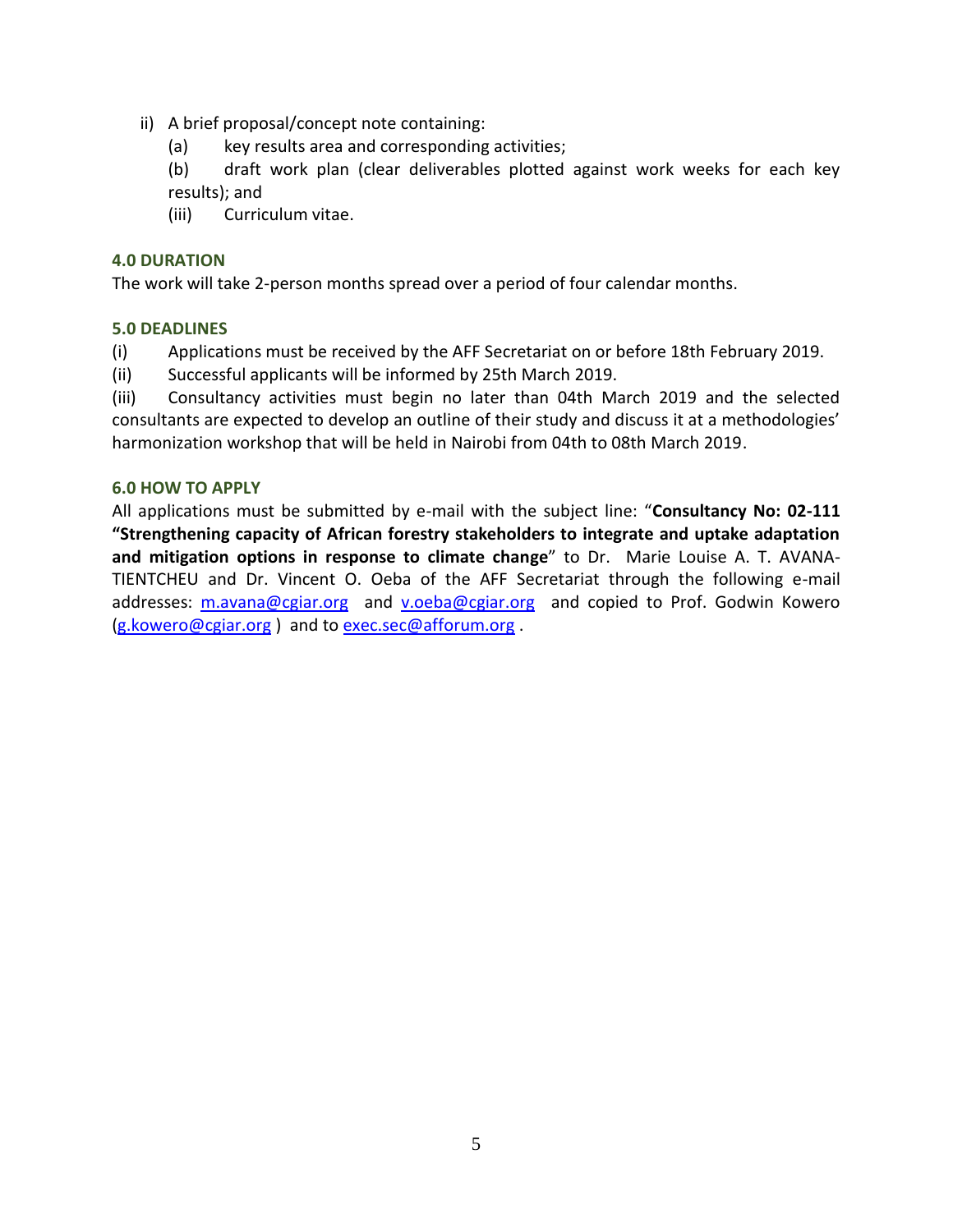ii) A brief proposal/concept note containing:

(a) key results area and corresponding activities;

(b) draft work plan (clear deliverables plotted against work weeks for each key results); and

(iii) Curriculum vitae.

### 4.0 DURATION

The work will take 2-person months spread over a period of four calendar months.

### 5.0 DEADLINES

(i) Applications must be received by the AFF Secretariat on or before 18th February 2019.

(ii) Successful applicants will be informed by 25th March 2019.

(iii) Consultancy activities must begin no later than 04th March 2019 and the selected consultants are expected to develop an outline of their study and discuss it at a methodologies' harmonization workshop that will be held in Nairobi from 04th to 08th March 2019.

### 6.0 HOW TO APPLY

All applications must be submitted by e-mail with the subject line: "**Consultancy No: 02-111 "Strengthening capacity of African forestry stakeholders to integrate and uptake adaptation and mitigation options in response to climate change**" to Dr. Marie Louise A. T. AVANA-TIENTCHEU and Dr. Vincent O. Oeba of the AFF Secretariat through the following e-mail addresses: m.avana@cgiar.org and v.oeba@cgiar.org and copied to Prof. Godwin Kowero (g.kowero@cgiar.org ) and to exec.sec@afforum.org .